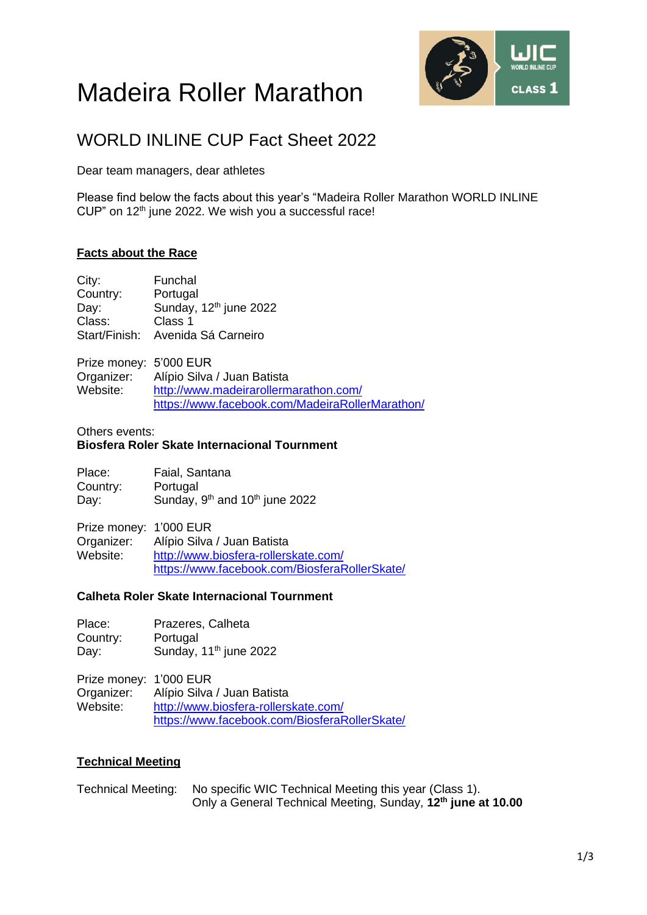# Madeira Roller Marathon

## WORLD INLINE CUP Fact Sheet 2022

Dear team managers, dear athletes

Please find below the facts about this year's "Madeira Roller Marathon WORLD INLINE CUP" on 12th june 2022. We wish you a successful race!

### Facts about the Race

City: Funchal
Country: Portugal
Day: Sunday, 12th june 2022
Class: Class 1
Start/Finish: Avenida Sá Carneiro

Prize money: 5'000 EUR
Organizer: Alípio Silva / Juan Batista
Website: http://www.madeirarollermarathon.com/
https://www.facebook.com/MadeiraRollerMarathon/

Others events:
**Biosfera Roler Skate Internacional Tournment**

Place: Faial, Santana
Country: Portugal
Day: Sunday, 9th and 10th june 2022

Prize money: 1'000 EUR
Organizer: Alípio Silva / Juan Batista
Website: http://www.biosfera-rollerskate.com/
https://www.facebook.com/BiosferaRollerSkate/

**Calheta Roler Skate Internacional Tournment**

Place: Prazeres, Calheta
Country: Portugal
Day: Sunday, 11th june 2022

Prize money: 1'000 EUR
Organizer: Alípio Silva / Juan Batista
Website: http://www.biosfera-rollerskate.com/
https://www.facebook.com/BiosferaRollerSkate/

### Technical Meeting

Technical Meeting: No specific WIC Technical Meeting this year (Class 1).
Only a General Technical Meeting, Sunday, **12th june at 10.00**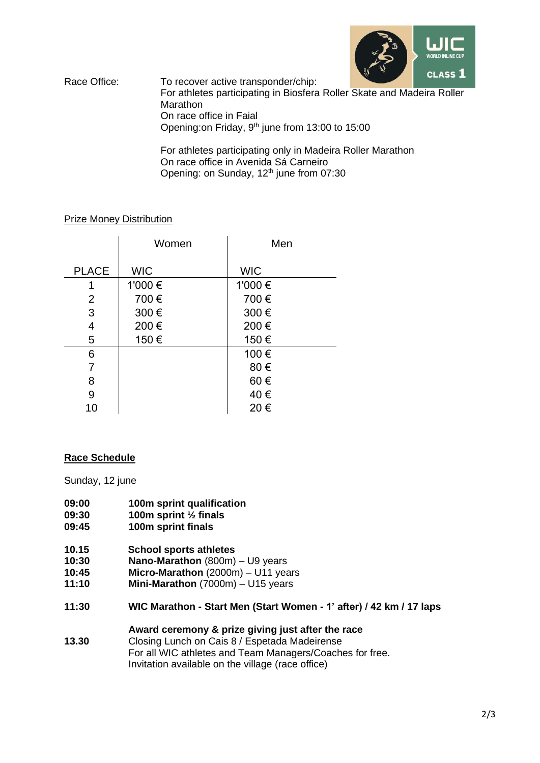Race Office: To recover active transponder/chip:
For athletes participating in Biosfera Roller Skate and Madeira Roller Marathon
On race office in Faial
Opening:on Friday, 9th june from 13:00 to 15:00

For athletes participating only in Madeira Roller Marathon
On race office in Avenida Sá Carneiro
Opening: on Sunday, 12th june from 07:30

Prize Money Distribution

| | Women | Men |
|---|---|---|
| PLACE | WIC | WIC |
| 1 | 1'000 € | 1'000 € |
| 2 | 700 € | 700 € |
| 3 | 300 € | 300 € |
| 4 | 200 € | 200 € |
| 5 | 150 € | 150 € |
| 6 | | 100 € |
| 7 | | 80 € |
| 8 | | 60 € |
| 9 | | 40 € |
| 10 | | 20 € |

## Race Schedule

Sunday, 12 june

**09:00** **100m sprint qualification**
**09:30** **100m sprint ½ finals**
**09:45** **100m sprint finals**

**10.15** **School sports athletes**
**10:30** **Nano-Marathon** (800m) – U9 years
**10:45** **Micro-Marathon** (2000m) – U11 years
**11:10** **Mini-Marathon** (7000m) – U15 years

**11:30** **WIC Marathon - Start Men (Start Women - 1' after) / 42 km / 17 laps**

**Award ceremony & prize giving just after the race**
**13.30** Closing Lunch on Cais 8 / Espetada Madeirense
For all WIC athletes and Team Managers/Coaches for free.
Invitation available on the village (race office)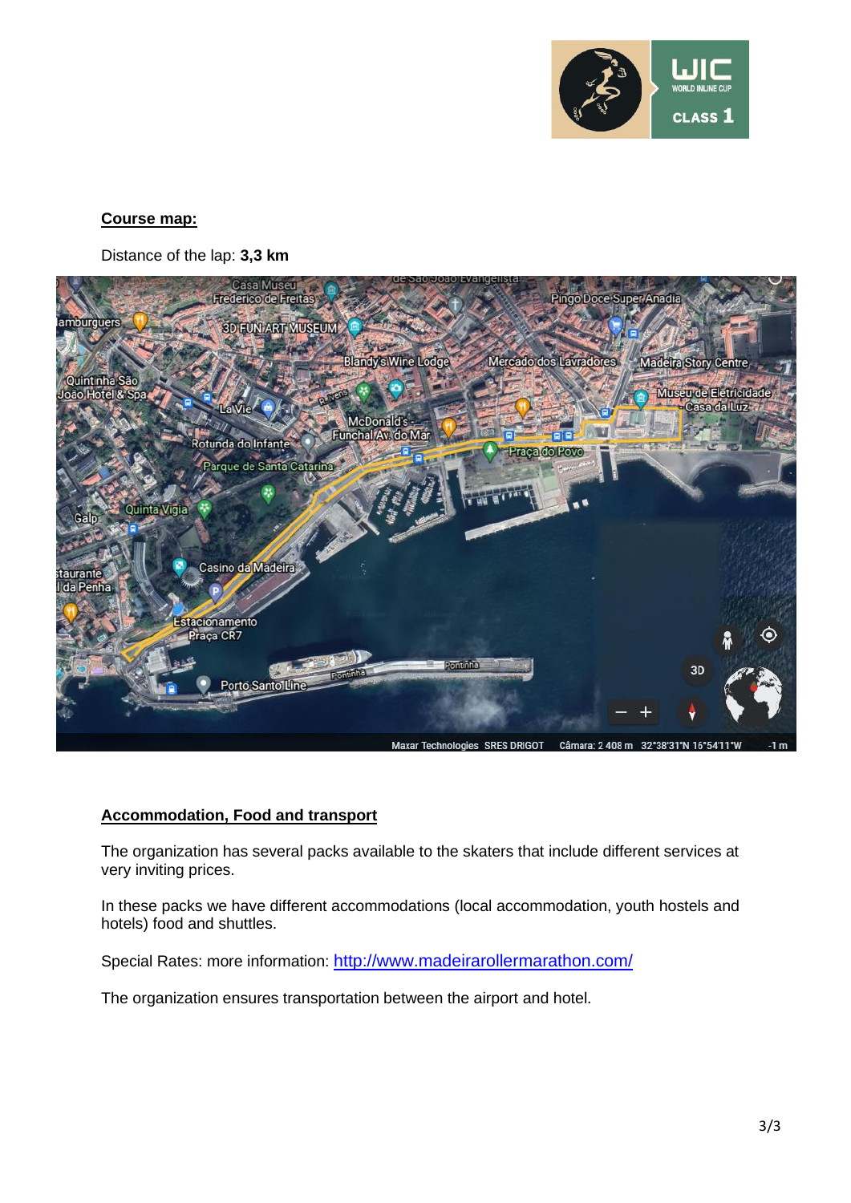**Course map:**

Distance of the lap: **3,3 km**

**Accommodation, Food and transport**

The organization has several packs available to the skaters that include different services at very inviting prices.

In these packs we have different accommodations (local accommodation, youth hostels and hotels) food and shuttles.

Special Rates: more information: [http://www.madeirarollermarathon.com/](http://www.madeirarollermarathon.com/)

The organization ensures transportation between the airport and hotel.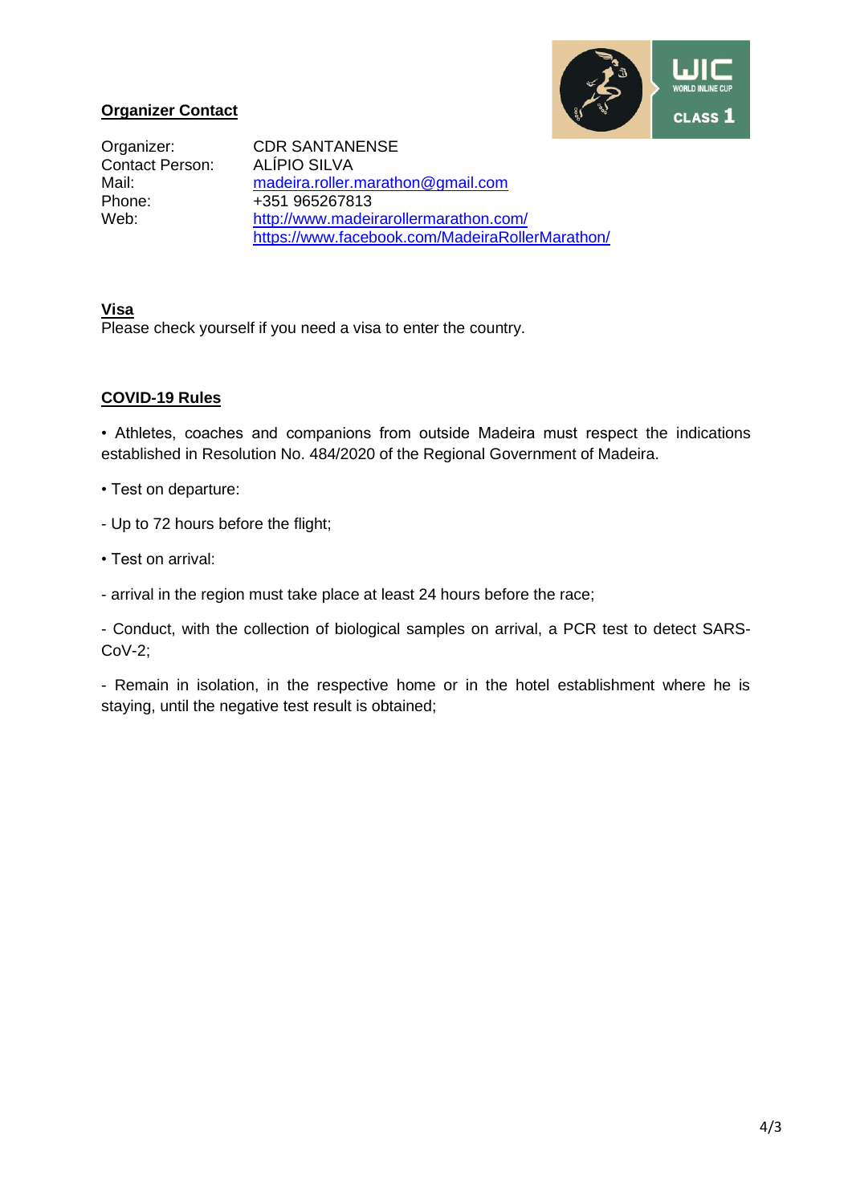## Organizer Contact

| | |
|---|---|
| Organizer: | CDR SANTANENSE |
| Contact Person: | ALÍPIO SILVA |
| Mail: | madeira.roller.marathon@gmail.com |
| Phone: | +351 965267813 |
| Web: | http://www.madeirarollermarathon.com/<br>https://www.facebook.com/MadeiraRollerMarathon/ |

## Visa

Please check yourself if you need a visa to enter the country.

## COVID-19 Rules

• Athletes, coaches and companions from outside Madeira must respect the indications established in Resolution No. 484/2020 of the Regional Government of Madeira.

• Test on departure:

- Up to 72 hours before the flight;

• Test on arrival:

- arrival in the region must take place at least 24 hours before the race;

- Conduct, with the collection of biological samples on arrival, a PCR test to detect SARS-CoV-2;

- Remain in isolation, in the respective home or in the hotel establishment where he is staying, until the negative test result is obtained;